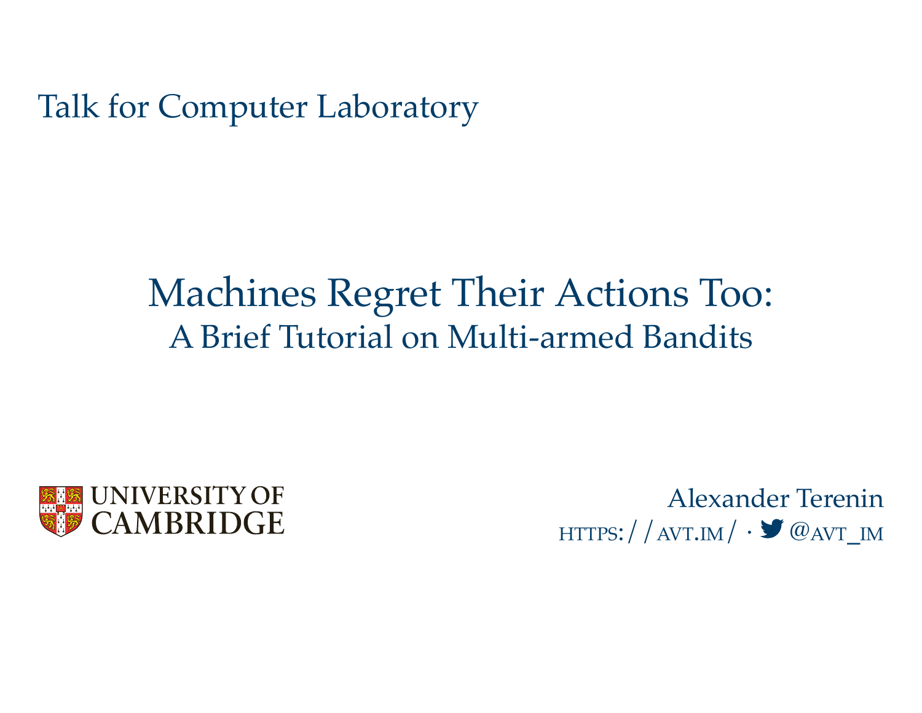Talk for Computer Laboratory

# Machines Regret Their Actions Too:

## A Brief Tutorial on Multi-armed Bandits

UNIVERSITY OF CAMBRIDGE

Alexander Terenin

https://avt.im/ · @avt_im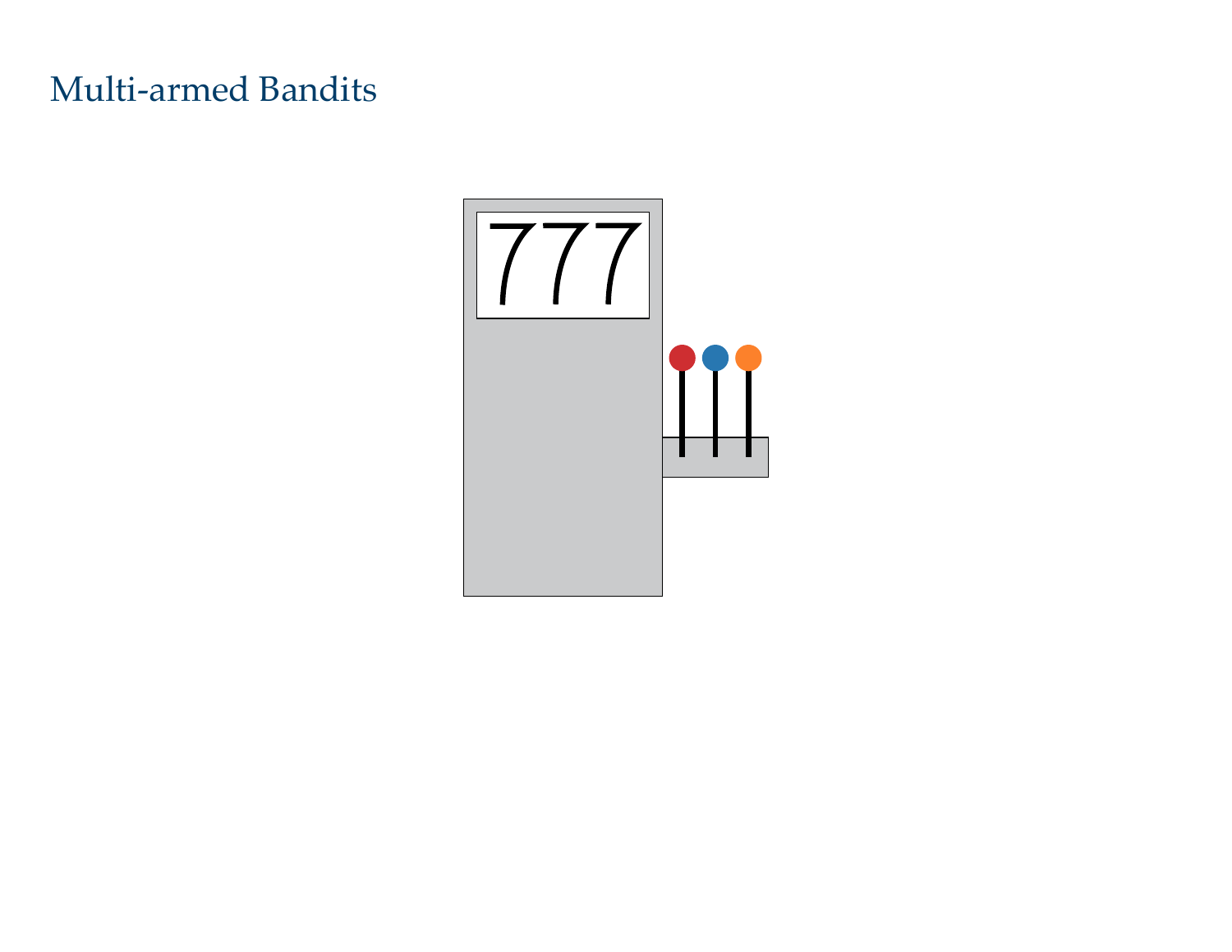# Multi-armed Bandits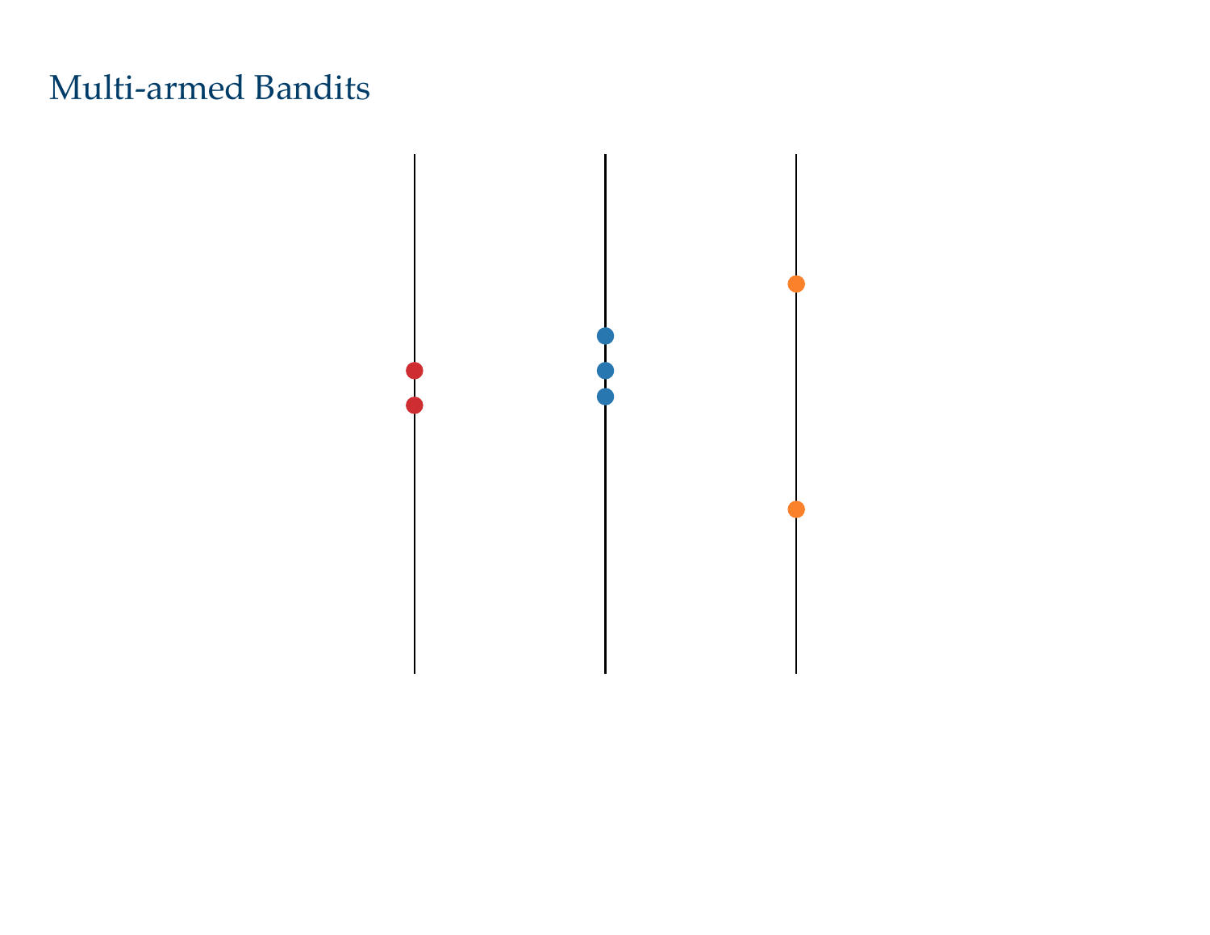# Multi-armed Bandits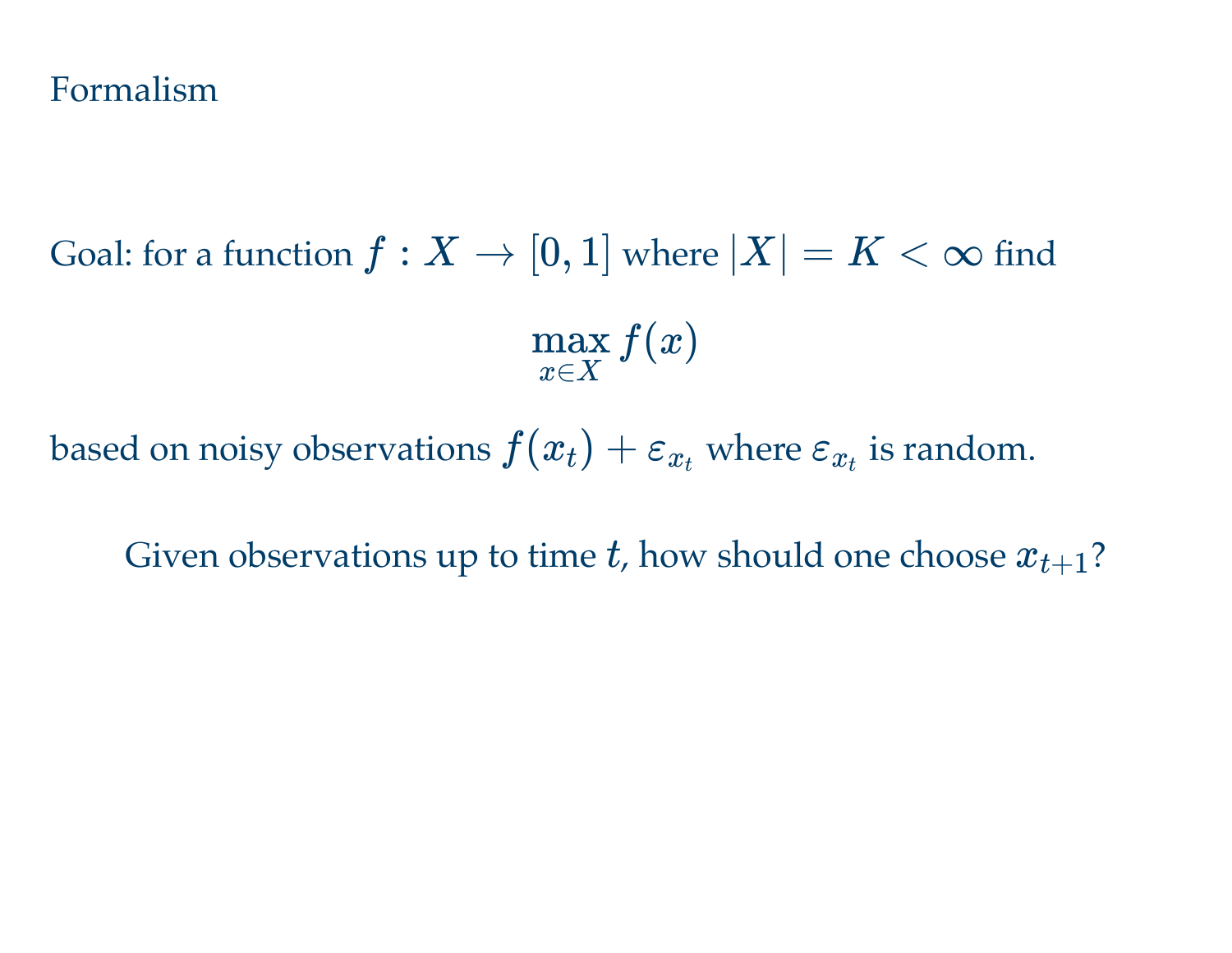# Formalism

Goal: for a function $f : X \to [0, 1]$ where $|X| = K < \infty$ find

$$\max_{x \in X} f(x)$$

based on noisy observations $f(x_t) + \varepsilon_{x_t}$ where $\varepsilon_{x_t}$ is random.

Given observations up to time $t$, how should one choose $x_{t+1}$?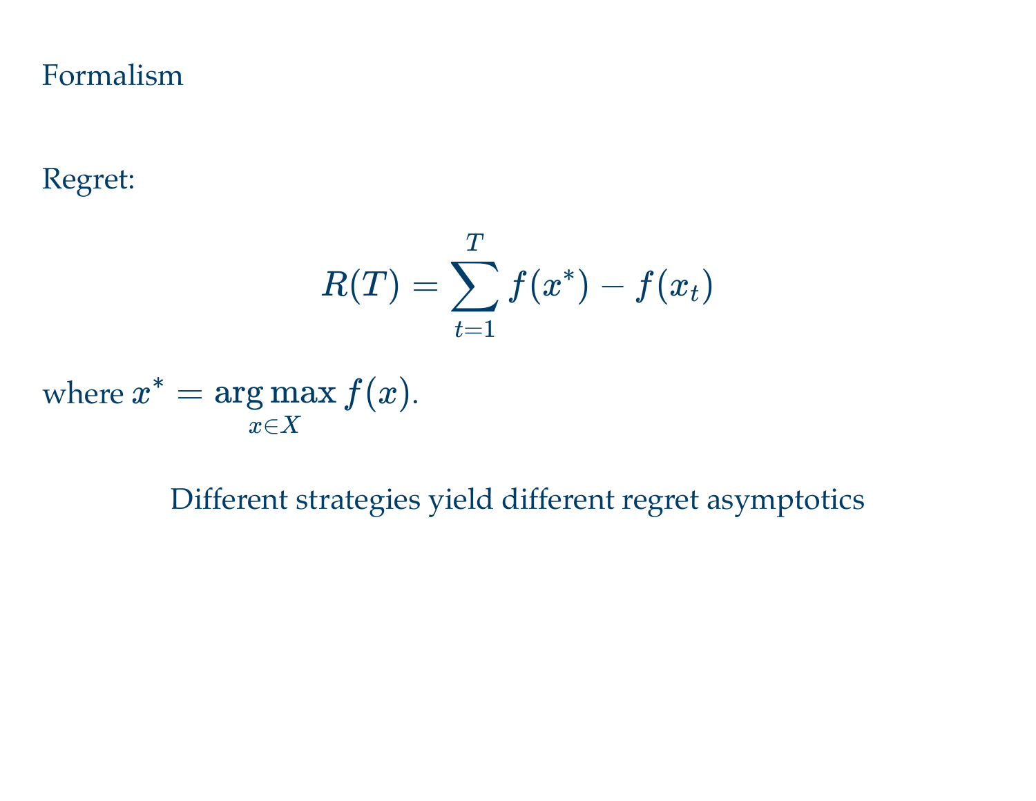# Formalism

Regret:

$$R(T) = \sum_{t=1}^{T} f(x^*) - f(x_t)$$

where $x^* = \arg\max_{x \in X} f(x)$.

Different strategies yield different regret asymptotics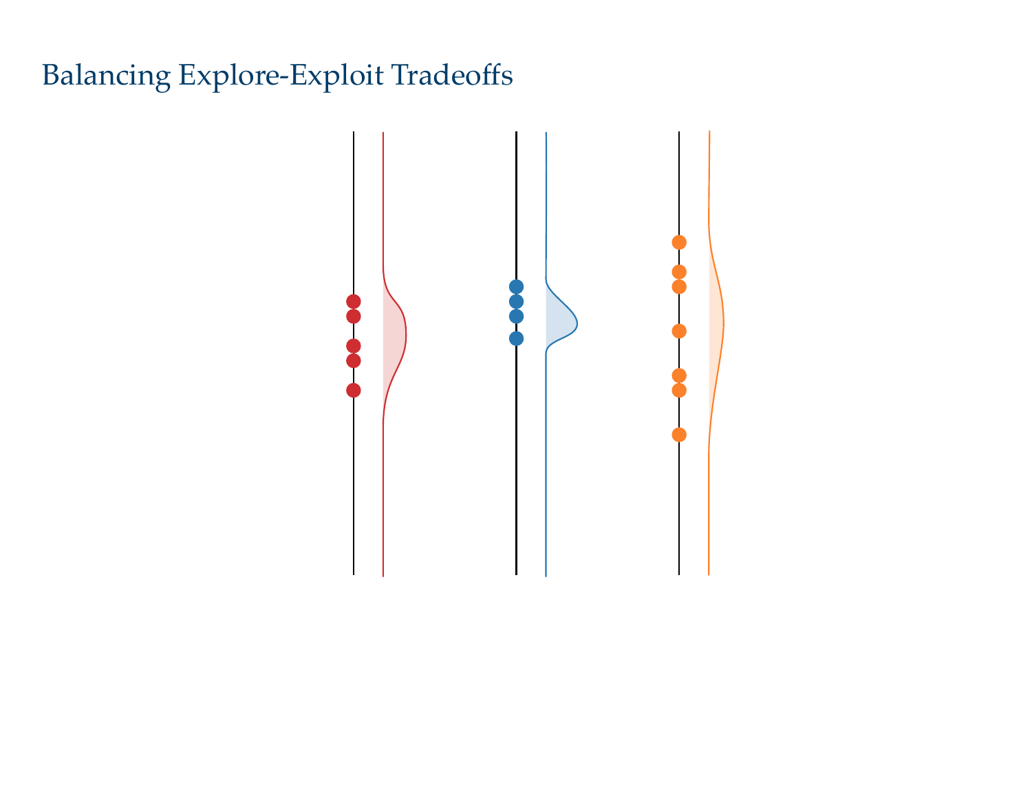# Balancing Explore-Exploit Tradeoffs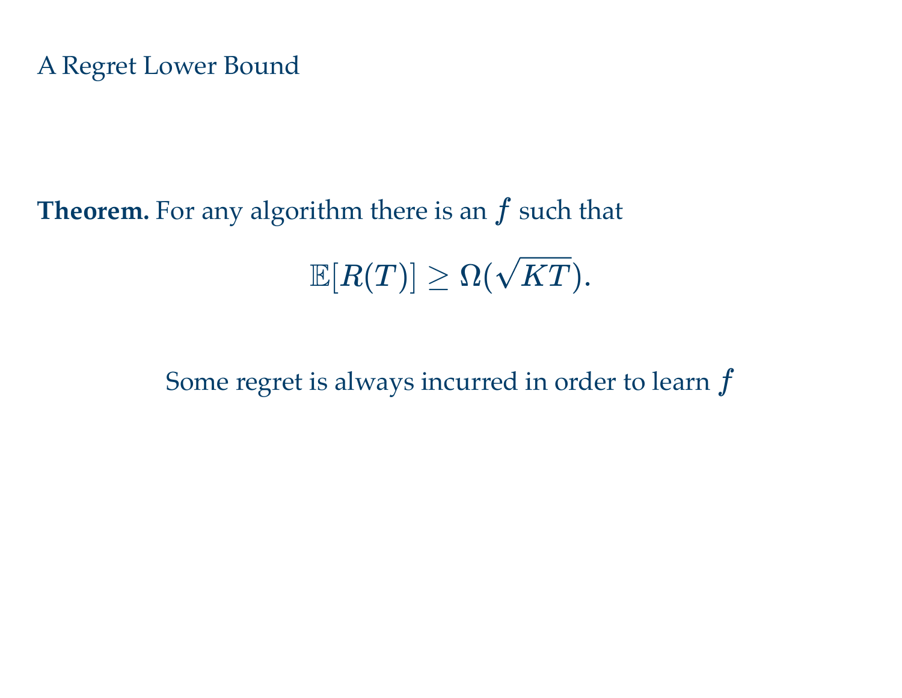# A Regret Lower Bound

**Theorem.** For any algorithm there is an $f$ such that

$$\mathbb{E}[R(T)] \geq \Omega(\sqrt{KT}).$$

Some regret is always incurred in order to learn $f$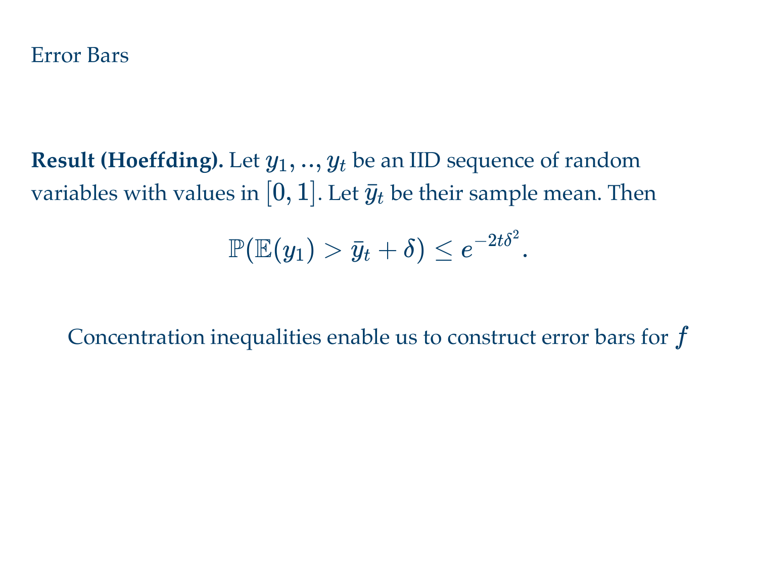# Error Bars

**Result (Hoeffding).** Let $y_1, .., y_t$ be an IID sequence of random variables with values in $[0, 1]$. Let $\bar{y}_t$ be their sample mean. Then

$$\mathbb{P}(\mathbb{E}(y_1) > \bar{y}_t + \delta) \leq e^{-2t\delta^2}.$$

Concentration inequalities enable us to construct error bars for $f$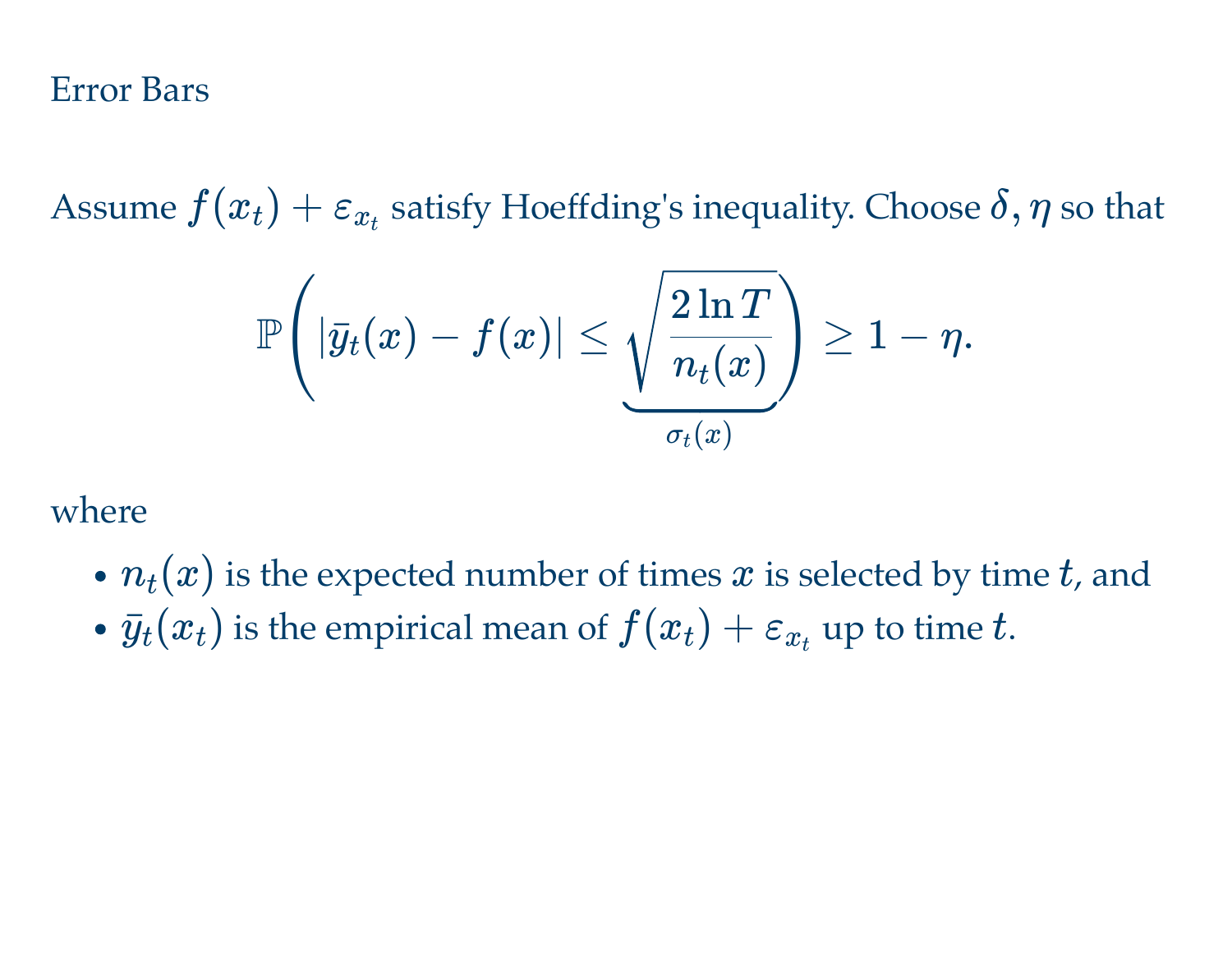# Error Bars

Assume $f(x_t) + \varepsilon_{x_t}$ satisfy Hoeffding's inequality. Choose $\delta, \eta$ so that

$$\mathbb{P}\left( |\bar{y}_t(x) - f(x)| \leq \underbrace{\sqrt{\frac{2 \ln T}{n_t(x)}}}_{\sigma_t(x)} \right) \geq 1 - \eta.$$

where

- $n_t(x)$ is the expected number of times $x$ is selected by time $t$, and
- $\bar{y}_t(x_t)$ is the empirical mean of $f(x_t) + \varepsilon_{x_t}$ up to time $t$.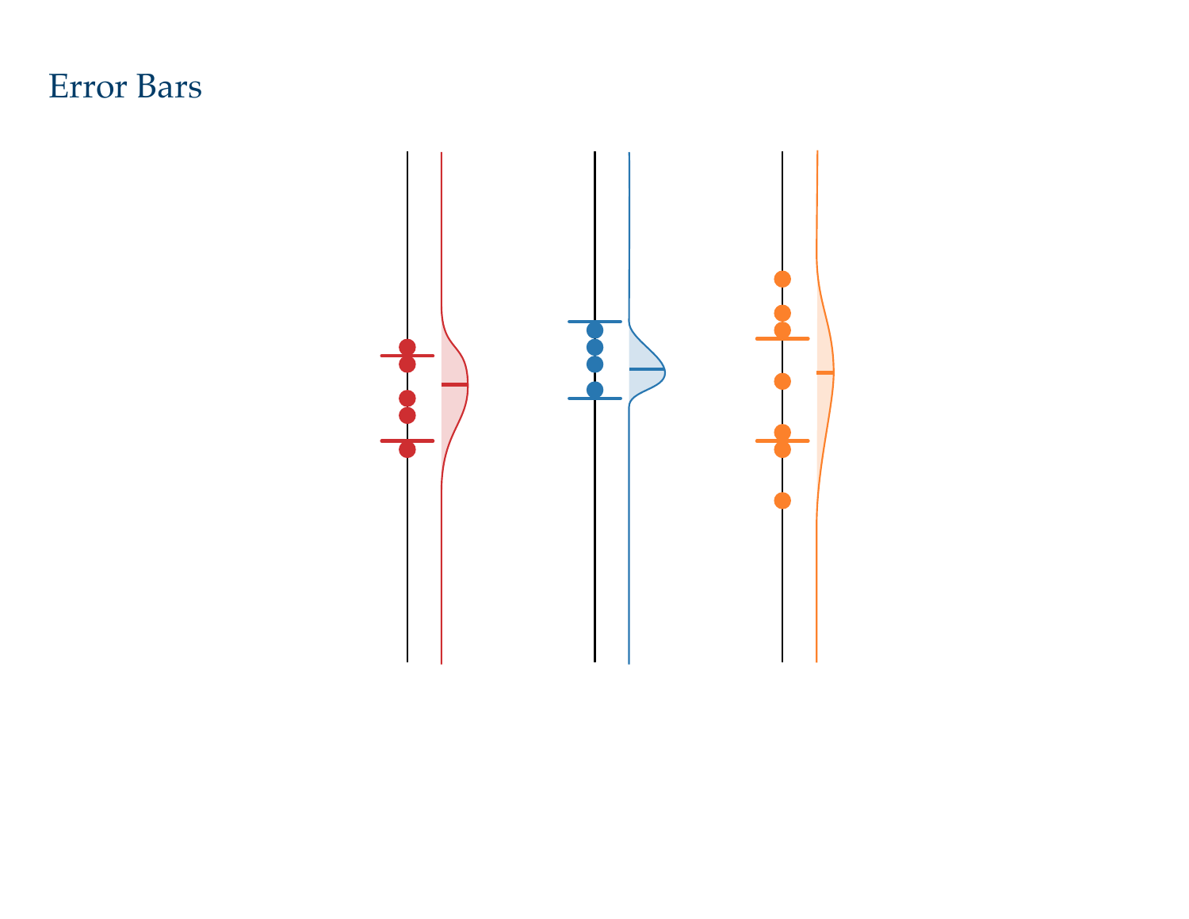# Error Bars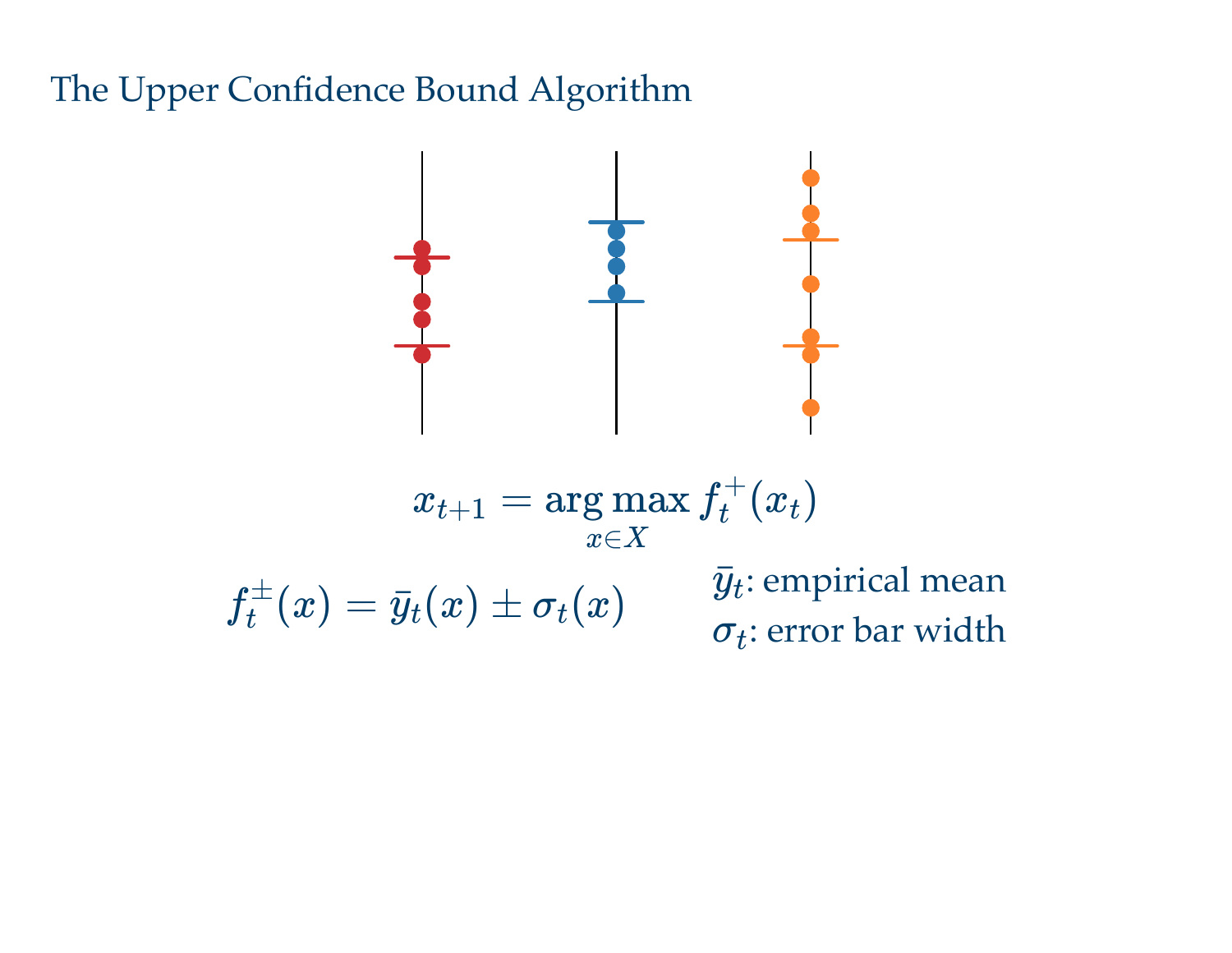# The Upper Confidence Bound Algorithm

$$x_{t+1} = \arg\max_{x \in X} f_t^+(x_t)$$

$$f_t^{\pm}(x) = \bar{y}_t(x) \pm \sigma_t(x)$$

$\bar{y}_t$: empirical mean

$\sigma_t$: error bar width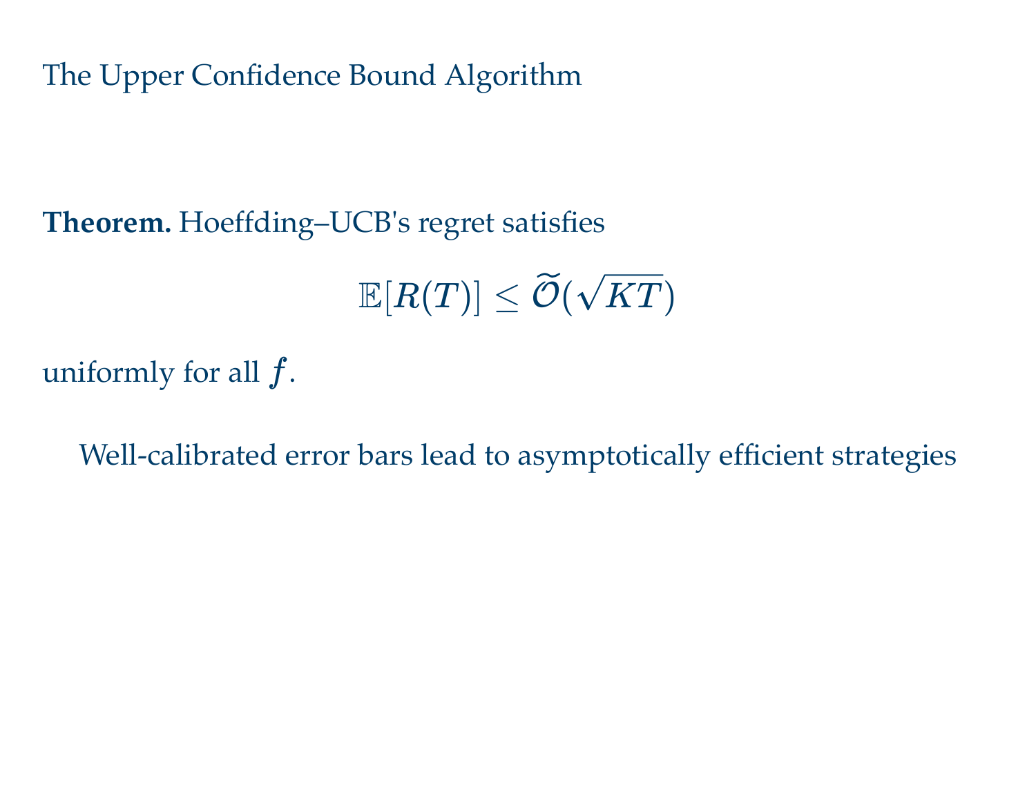# The Upper Confidence Bound Algorithm

**Theorem.** Hoeffding–UCB's regret satisfies

$$\mathbb{E}[R(T)] \leq \widetilde{\mathcal{O}}(\sqrt{KT})$$

uniformly for all $f$.

Well-calibrated error bars lead to asymptotically efficient strategies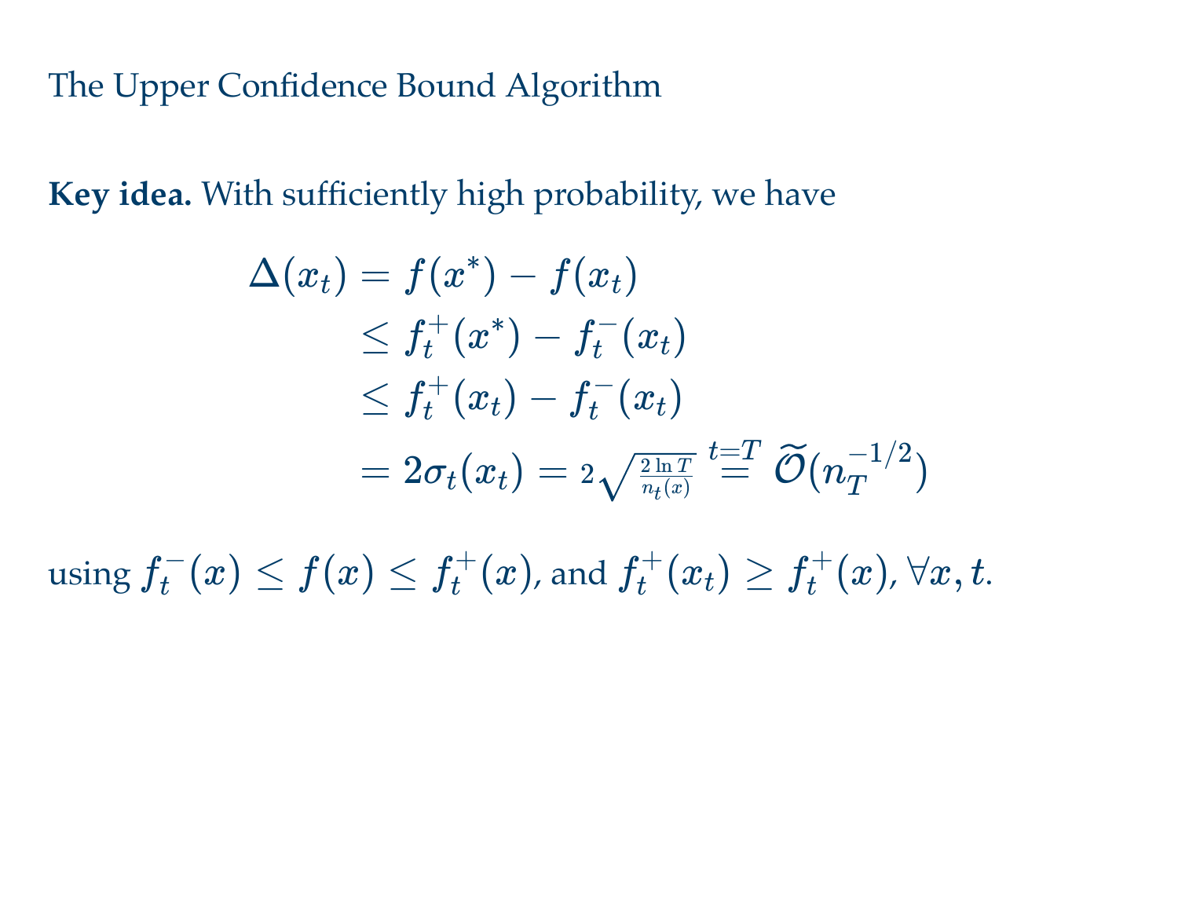## The Upper Confidence Bound Algorithm

**Key idea.** With sufficiently high probability, we have

$$
\begin{aligned}
\Delta(x_t) &= f(x^*) - f(x_t) \\
&\leq f_t^+(x^*) - f_t^-(x_t) \\
&\leq f_t^+(x_t) - f_t^-(x_t) \\
&= 2\sigma_t(x_t) = 2\sqrt{\tfrac{2\ln T}{n_t(x)}} \overset{t=T}{=} \widetilde{\mathcal{O}}(n_T^{-1/2})
\end{aligned}
$$

using $f_t^-(x) \leq f(x) \leq f_t^+(x)$, and $f_t^+(x_t) \geq f_t^+(x), \forall x, t$.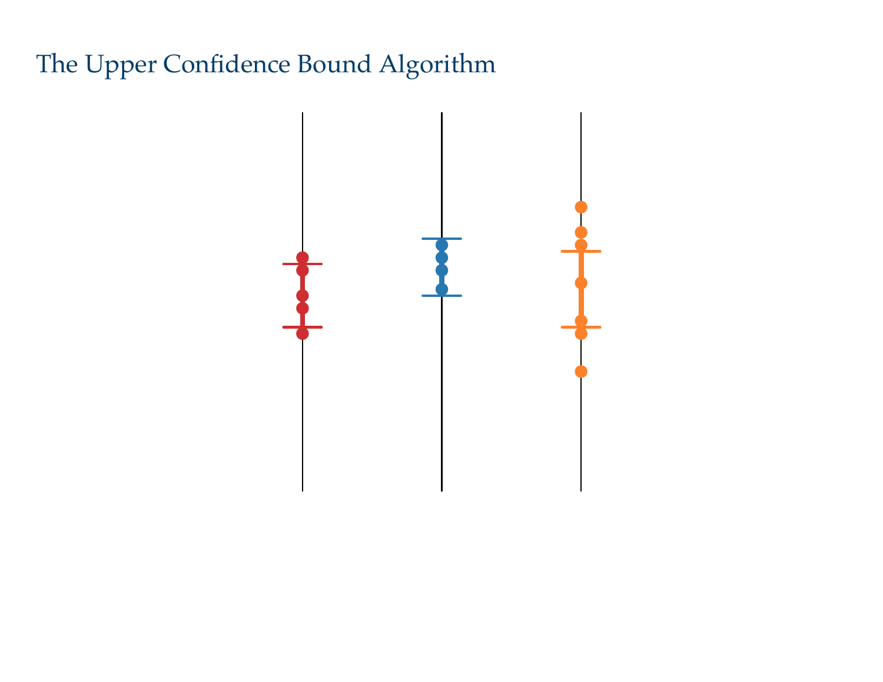# The Upper Confidence Bound Algorithm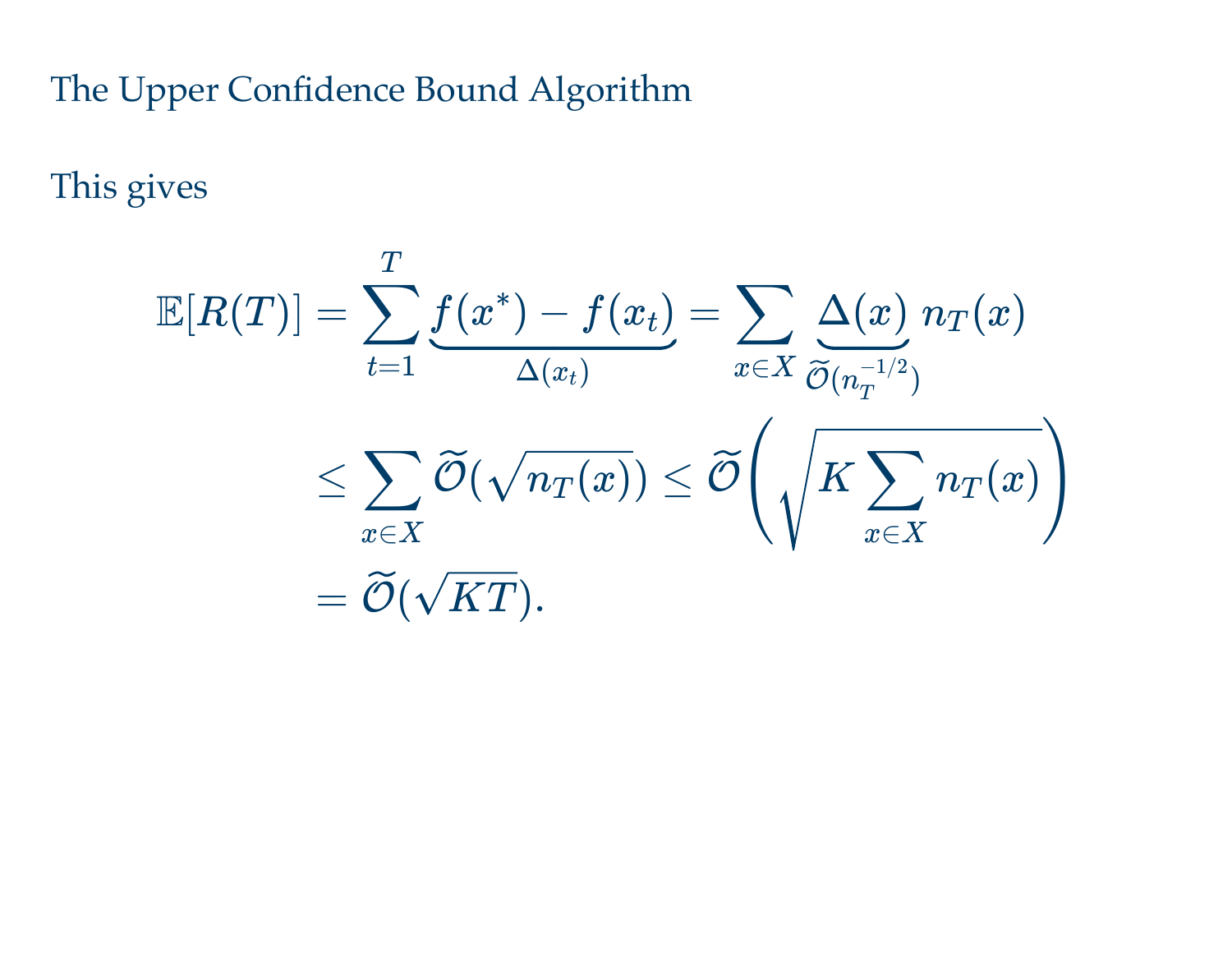## The Upper Confidence Bound Algorithm

This gives

$$
\begin{aligned}
\mathbb{E}[R(T)] &= \sum_{t=1}^{T} \underbrace{f(x^*) - f(x_t)}_{\Delta(x_t)} = \sum_{x \in X} \underbrace{\Delta(x)}_{\widetilde{\mathcal{O}}(n_T^{-1/2})} n_T(x) \\
&\leq \sum_{x \in X} \widetilde{\mathcal{O}}(\sqrt{n_T(x)}) \leq \widetilde{\mathcal{O}}\left( \sqrt{K \sum_{x \in X} n_T(x)} \right) \\
&= \widetilde{\mathcal{O}}(\sqrt{KT}).
\end{aligned}
$$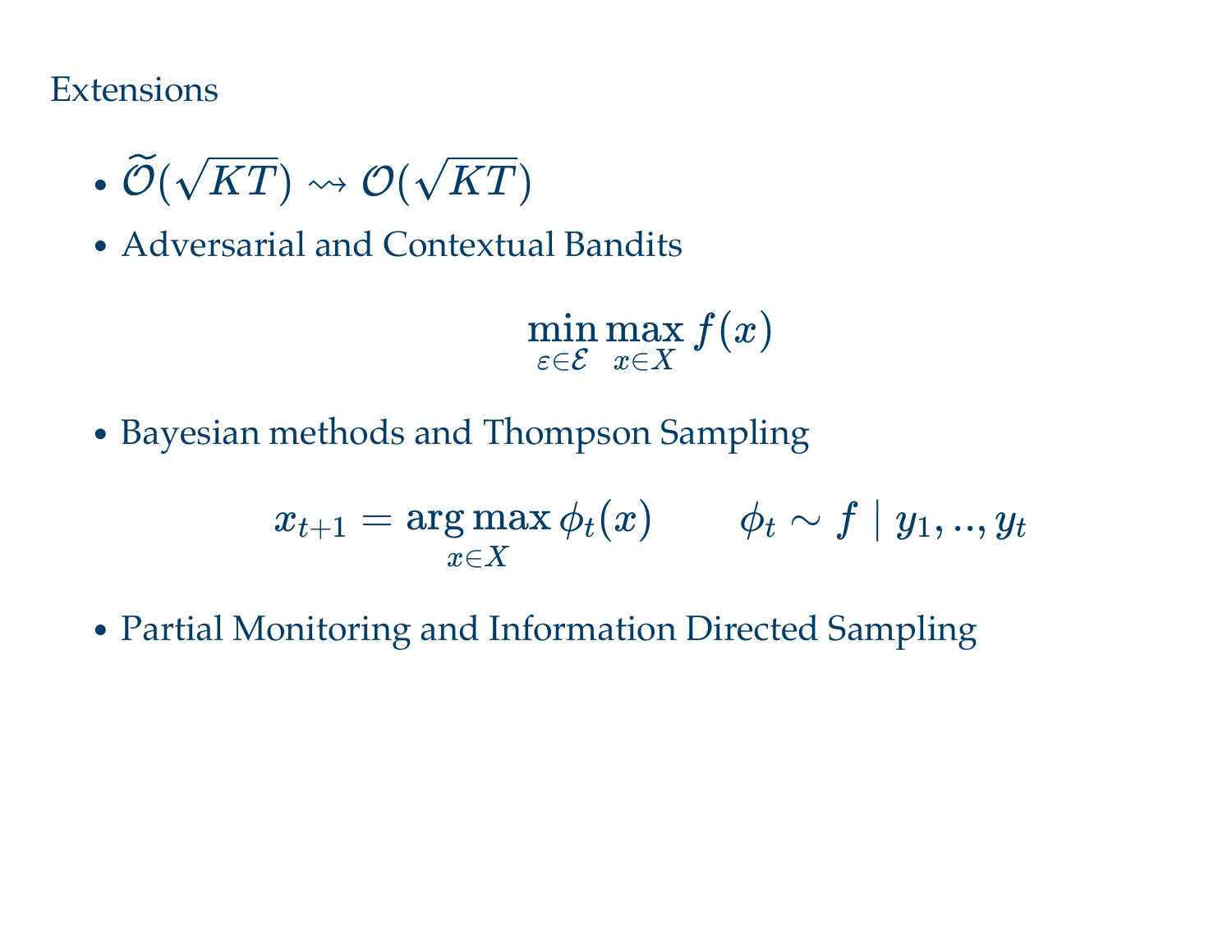## Extensions

- $\widetilde{\mathcal{O}}(\sqrt{KT}) \rightsquigarrow \mathcal{O}(\sqrt{KT})$
- Adversarial and Contextual Bandits

$$\min_{\varepsilon \in \mathcal{E}} \max_{x \in X} f(x)$$

- Bayesian methods and Thompson Sampling

$$x_{t+1} = \arg\max_{x \in X} \phi_t(x) \qquad \phi_t \sim f \mid y_1, .., y_t$$

- Partial Monitoring and Information Directed Sampling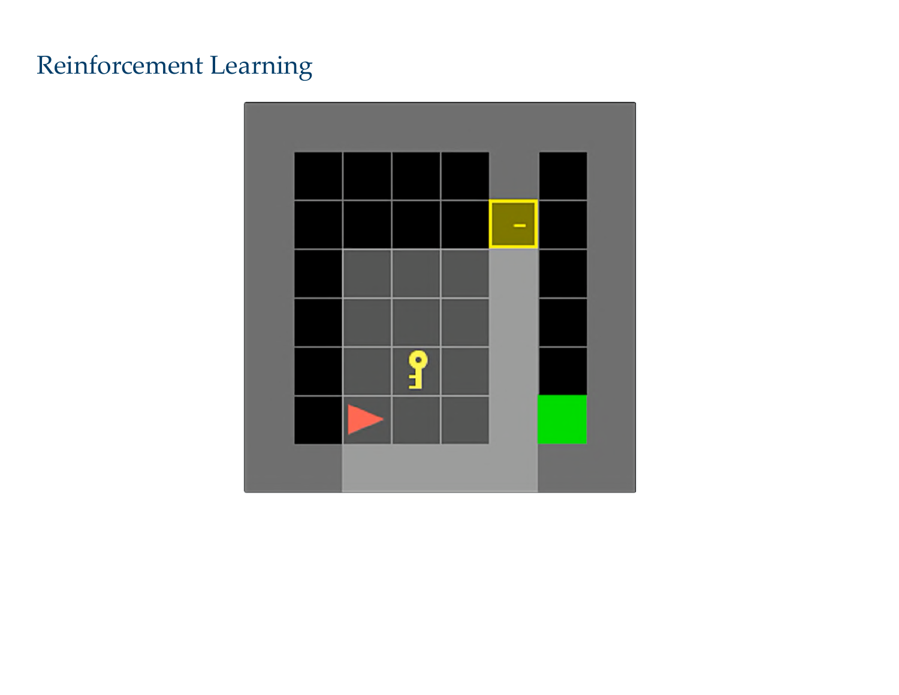# Reinforcement Learning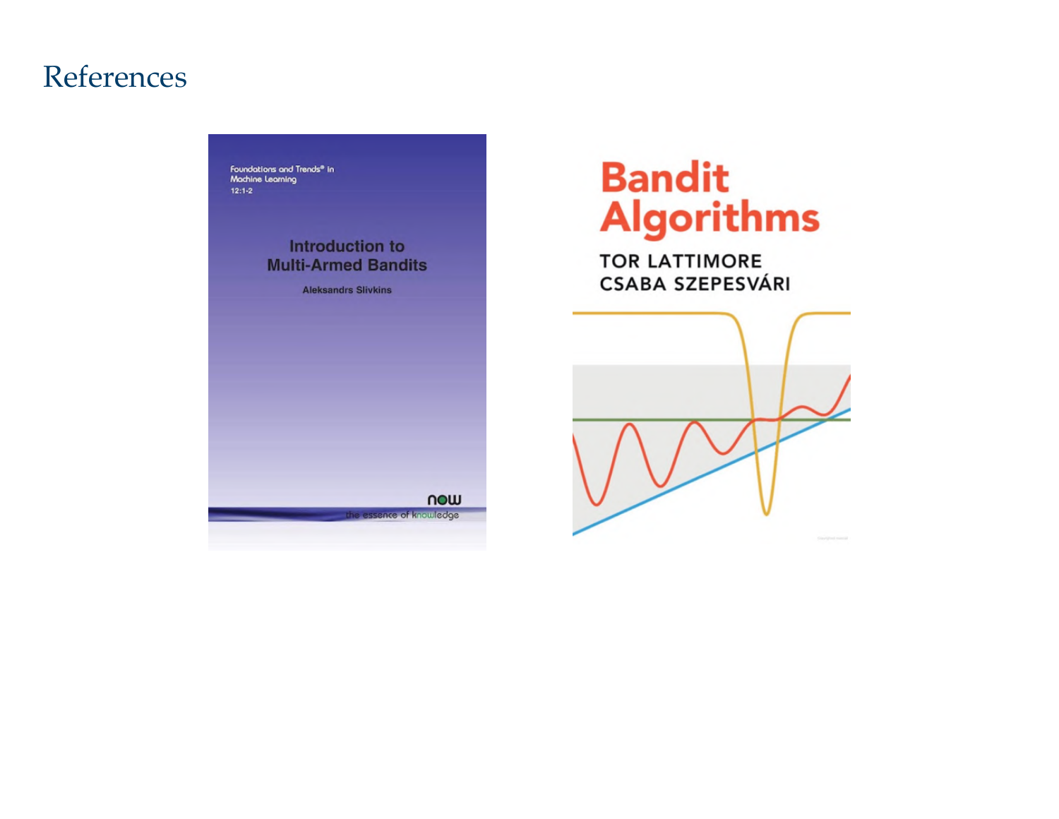# References

Foundations and Trends® in Machine Learning 12:1-2

Introduction to Multi-Armed Bandits

Aleksandrs Slivkins

now the essence of knowledge

Bandit Algorithms

TOR LATTIMORE
CSABA SZEPESVÁRI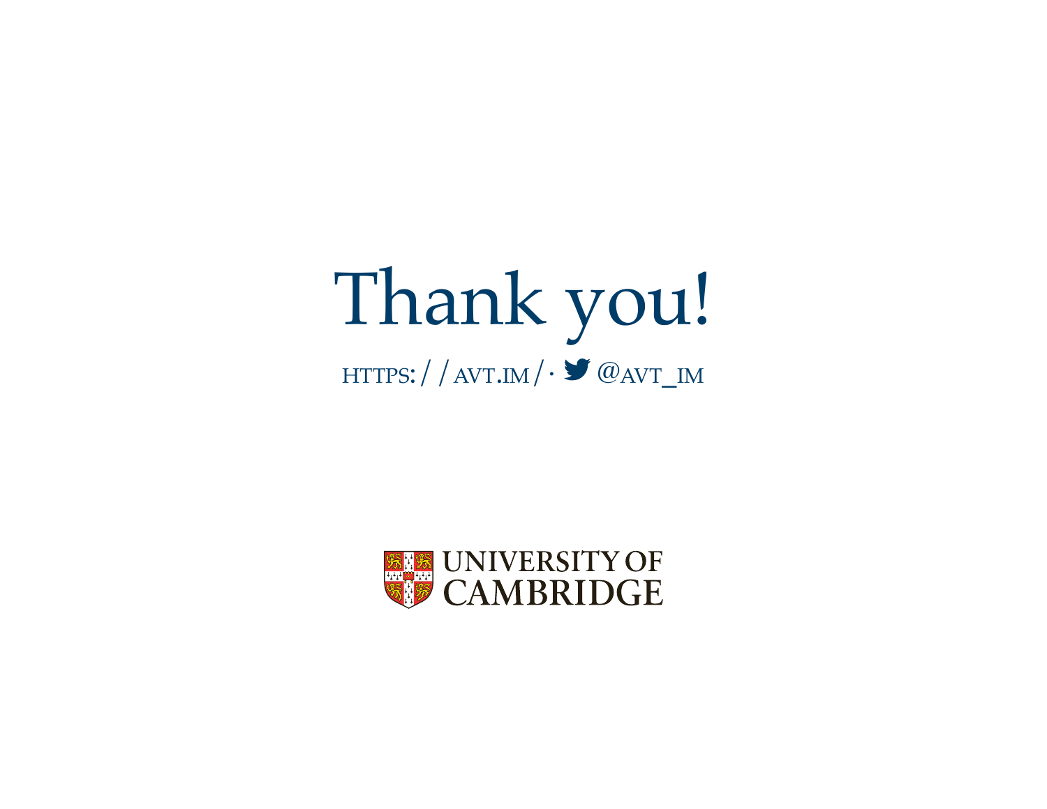# Thank you!

https://avt.im/ · @avt_im

UNIVERSITY OF CAMBRIDGE